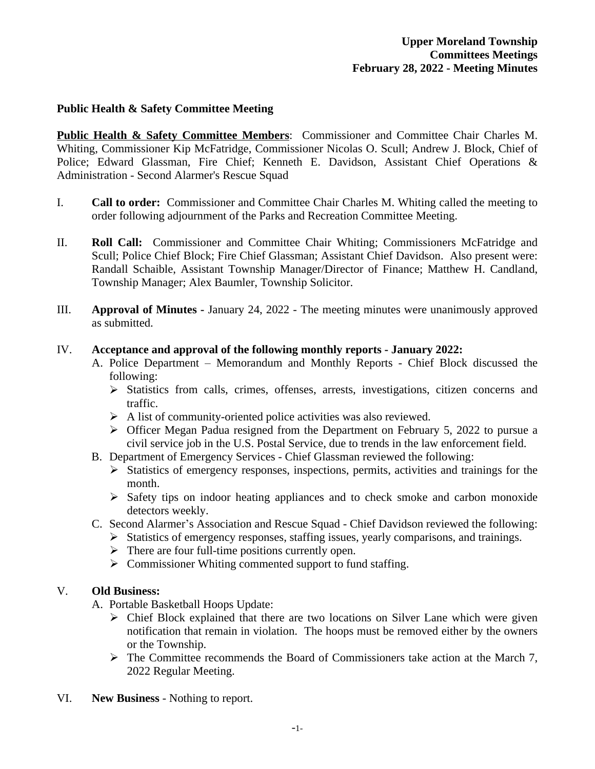**Upper Moreland Township**
**Committees Meetings**
**February 28, 2022 - Meeting Minutes**

## Public Health & Safety Committee Meeting

**Public Health & Safety Committee Members**: Commissioner and Committee Chair Charles M. Whiting, Commissioner Kip McFatridge, Commissioner Nicolas O. Scull; Andrew J. Block, Chief of Police; Edward Glassman, Fire Chief; Kenneth E. Davidson, Assistant Chief Operations & Administration - Second Alarmer's Rescue Squad

I. **Call to order:** Commissioner and Committee Chair Charles M. Whiting called the meeting to order following adjournment of the Parks and Recreation Committee Meeting.

II. **Roll Call:** Commissioner and Committee Chair Whiting; Commissioners McFatridge and Scull; Police Chief Block; Fire Chief Glassman; Assistant Chief Davidson. Also present were: Randall Schaible, Assistant Township Manager/Director of Finance; Matthew H. Candland, Township Manager; Alex Baumler, Township Solicitor.

III. **Approval of Minutes -** January 24, 2022 - The meeting minutes were unanimously approved as submitted.

IV. **Acceptance and approval of the following monthly reports - January 2022:**

A. Police Department – Memorandum and Monthly Reports - Chief Block discussed the following:
   - Statistics from calls, crimes, offenses, arrests, investigations, citizen concerns and traffic.
   - A list of community-oriented police activities was also reviewed.
   - Officer Megan Padua resigned from the Department on February 5, 2022 to pursue a civil service job in the U.S. Postal Service, due to trends in the law enforcement field.

B. Department of Emergency Services - Chief Glassman reviewed the following:
   - Statistics of emergency responses, inspections, permits, activities and trainings for the month.
   - Safety tips on indoor heating appliances and to check smoke and carbon monoxide detectors weekly.

C. Second Alarmer's Association and Rescue Squad - Chief Davidson reviewed the following:
   - Statistics of emergency responses, staffing issues, yearly comparisons, and trainings.
   - There are four full-time positions currently open.
   - Commissioner Whiting commented support to fund staffing.

V. **Old Business:**

A. Portable Basketball Hoops Update:
   - Chief Block explained that there are two locations on Silver Lane which were given notification that remain in violation. The hoops must be removed either by the owners or the Township.
   - The Committee recommends the Board of Commissioners take action at the March 7, 2022 Regular Meeting.

VI. **New Business** - Nothing to report.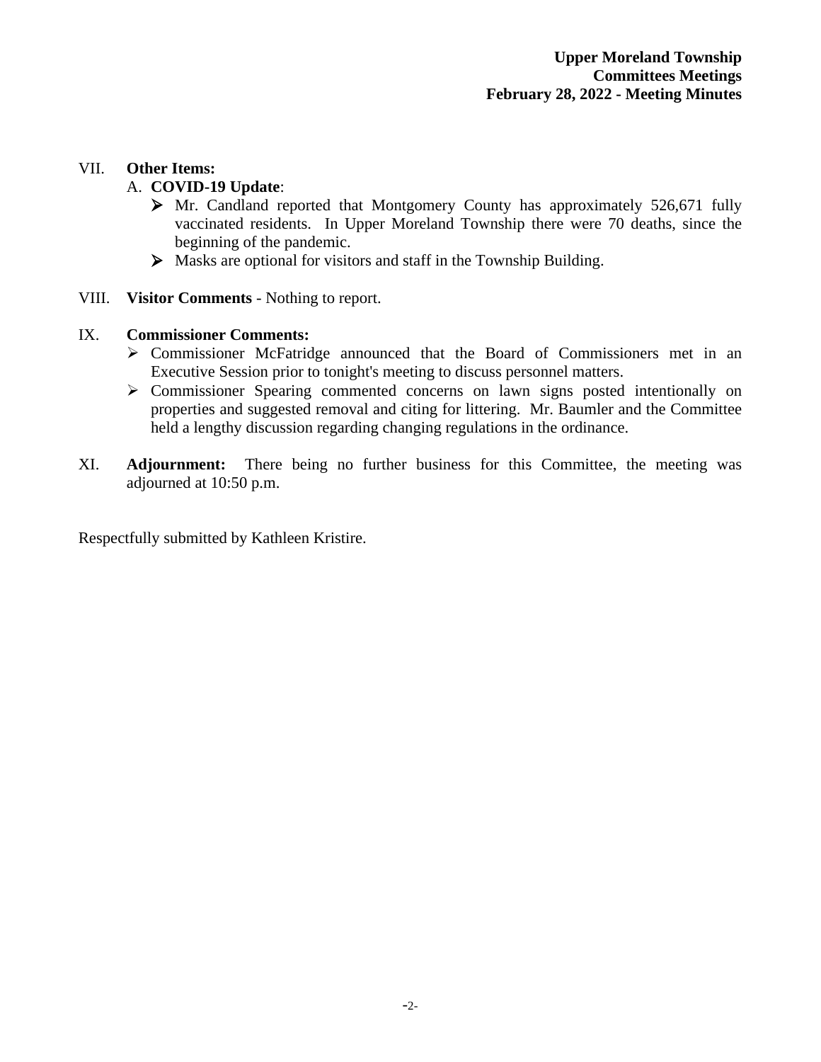VII. **Other Items:**

A. **COVID-19 Update**:

- Mr. Candland reported that Montgomery County has approximately 526,671 fully vaccinated residents. In Upper Moreland Township there were 70 deaths, since the beginning of the pandemic.
- Masks are optional for visitors and staff in the Township Building.

VIII. **Visitor Comments** - Nothing to report.

IX. **Commissioner Comments:**

- Commissioner McFatridge announced that the Board of Commissioners met in an Executive Session prior to tonight's meeting to discuss personnel matters.
- Commissioner Spearing commented concerns on lawn signs posted intentionally on properties and suggested removal and citing for littering. Mr. Baumler and the Committee held a lengthy discussion regarding changing regulations in the ordinance.

XI. **Adjournment:** There being no further business for this Committee, the meeting was adjourned at 10:50 p.m.

Respectfully submitted by Kathleen Kristire.